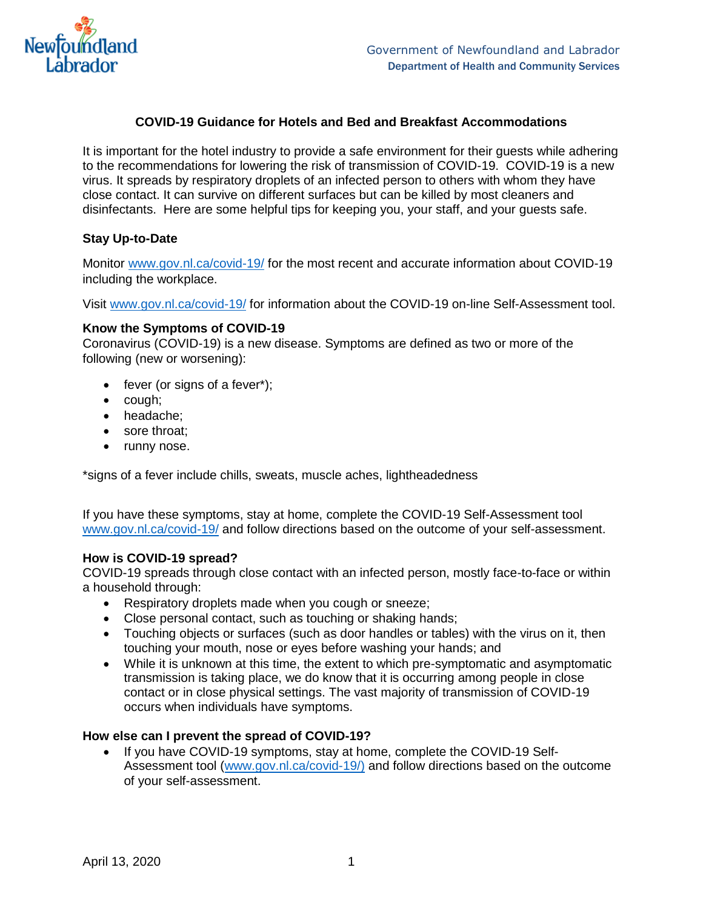Government of Newfoundland and Labrador
**Department of Health and Community Services**

# COVID-19 Guidance for Hotels and Bed and Breakfast Accommodations

It is important for the hotel industry to provide a safe environment for their guests while adhering to the recommendations for lowering the risk of transmission of COVID-19. COVID-19 is a new virus. It spreads by respiratory droplets of an infected person to others with whom they have close contact. It can survive on different surfaces but can be killed by most cleaners and disinfectants. Here are some helpful tips for keeping you, your staff, and your guests safe.

## Stay Up-to-Date

Monitor www.gov.nl.ca/covid-19/ for the most recent and accurate information about COVID-19 including the workplace.

Visit www.gov.nl.ca/covid-19/ for information about the COVID-19 on-line Self-Assessment tool.

## Know the Symptoms of COVID-19

Coronavirus (COVID-19) is a new disease. Symptoms are defined as two or more of the following (new or worsening):

- fever (or signs of a fever*);
- cough;
- headache;
- sore throat;
- runny nose.

*signs of a fever include chills, sweats, muscle aches, lightheadedness

If you have these symptoms, stay at home, complete the COVID-19 Self-Assessment tool www.gov.nl.ca/covid-19/ and follow directions based on the outcome of your self-assessment.

## How is COVID-19 spread?

COVID-19 spreads through close contact with an infected person, mostly face-to-face or within a household through:

- Respiratory droplets made when you cough or sneeze;
- Close personal contact, such as touching or shaking hands;
- Touching objects or surfaces (such as door handles or tables) with the virus on it, then touching your mouth, nose or eyes before washing your hands; and
- While it is unknown at this time, the extent to which pre-symptomatic and asymptomatic transmission is taking place, we do know that it is occurring among people in close contact or in close physical settings. The vast majority of transmission of COVID-19 occurs when individuals have symptoms.

## How else can I prevent the spread of COVID-19?

- If you have COVID-19 symptoms, stay at home, complete the COVID-19 Self-Assessment tool (www.gov.nl.ca/covid-19/) and follow directions based on the outcome of your self-assessment.

April 13, 2020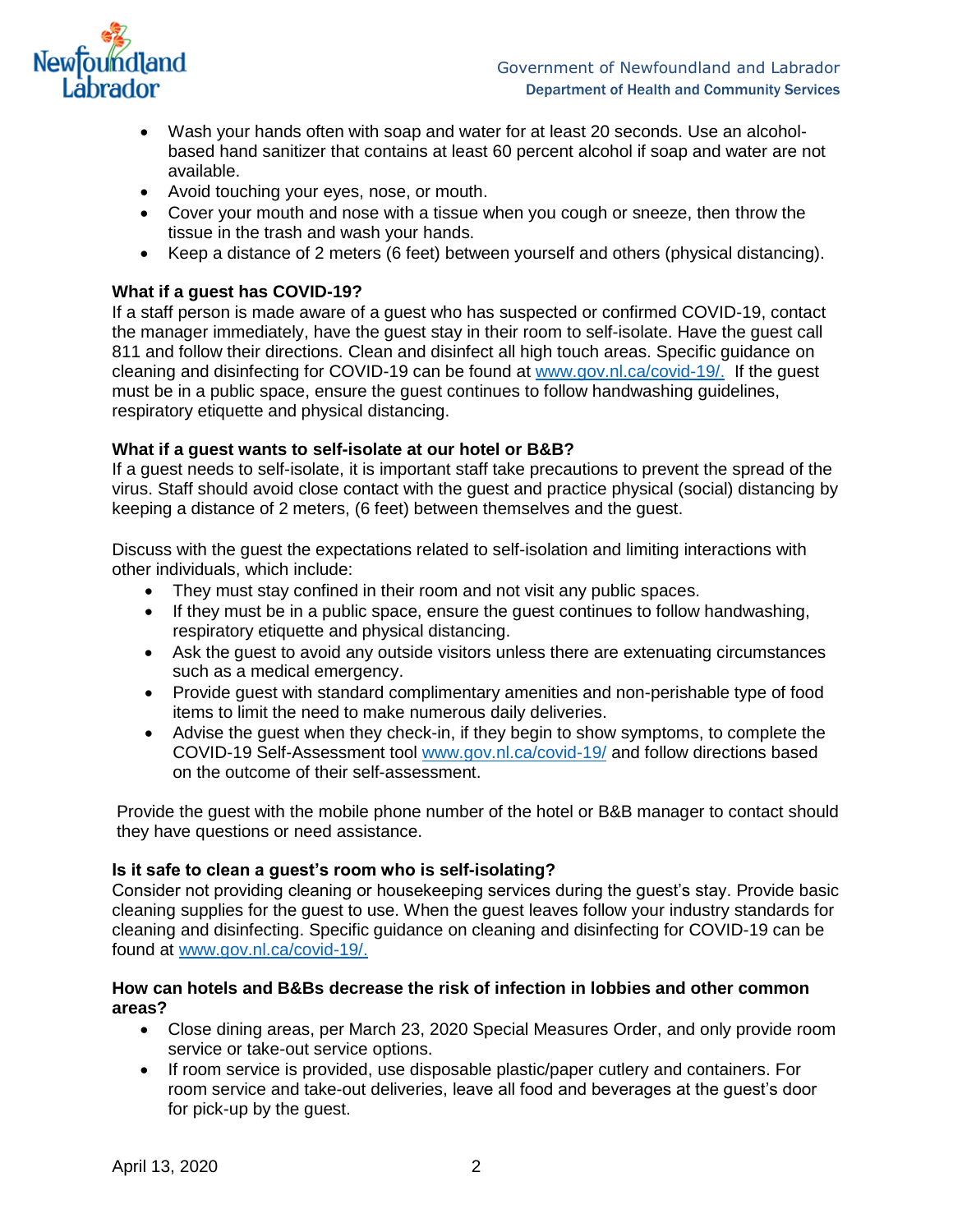- Wash your hands often with soap and water for at least 20 seconds. Use an alcohol-based hand sanitizer that contains at least 60 percent alcohol if soap and water are not available.
- Avoid touching your eyes, nose, or mouth.
- Cover your mouth and nose with a tissue when you cough or sneeze, then throw the tissue in the trash and wash your hands.
- Keep a distance of 2 meters (6 feet) between yourself and others (physical distancing).

**What if a guest has COVID-19?**

If a staff person is made aware of a guest who has suspected or confirmed COVID-19, contact the manager immediately, have the guest stay in their room to self-isolate. Have the guest call 811 and follow their directions. Clean and disinfect all high touch areas. Specific guidance on cleaning and disinfecting for COVID-19 can be found at www.gov.nl.ca/covid-19/. If the guest must be in a public space, ensure the guest continues to follow handwashing guidelines, respiratory etiquette and physical distancing.

**What if a guest wants to self-isolate at our hotel or B&B?**

If a guest needs to self-isolate, it is important staff take precautions to prevent the spread of the virus. Staff should avoid close contact with the guest and practice physical (social) distancing by keeping a distance of 2 meters, (6 feet) between themselves and the guest.

Discuss with the guest the expectations related to self-isolation and limiting interactions with other individuals, which include:

- They must stay confined in their room and not visit any public spaces.
- If they must be in a public space, ensure the guest continues to follow handwashing, respiratory etiquette and physical distancing.
- Ask the guest to avoid any outside visitors unless there are extenuating circumstances such as a medical emergency.
- Provide guest with standard complimentary amenities and non-perishable type of food items to limit the need to make numerous daily deliveries.
- Advise the guest when they check-in, if they begin to show symptoms, to complete the COVID-19 Self-Assessment tool www.gov.nl.ca/covid-19/ and follow directions based on the outcome of their self-assessment.

Provide the guest with the mobile phone number of the hotel or B&B manager to contact should they have questions or need assistance.

**Is it safe to clean a guest's room who is self-isolating?**

Consider not providing cleaning or housekeeping services during the guest's stay. Provide basic cleaning supplies for the guest to use. When the guest leaves follow your industry standards for cleaning and disinfecting. Specific guidance on cleaning and disinfecting for COVID-19 can be found at www.gov.nl.ca/covid-19/.

**How can hotels and B&Bs decrease the risk of infection in lobbies and other common areas?**

- Close dining areas, per March 23, 2020 Special Measures Order, and only provide room service or take-out service options.
- If room service is provided, use disposable plastic/paper cutlery and containers. For room service and take-out deliveries, leave all food and beverages at the guest's door for pick-up by the guest.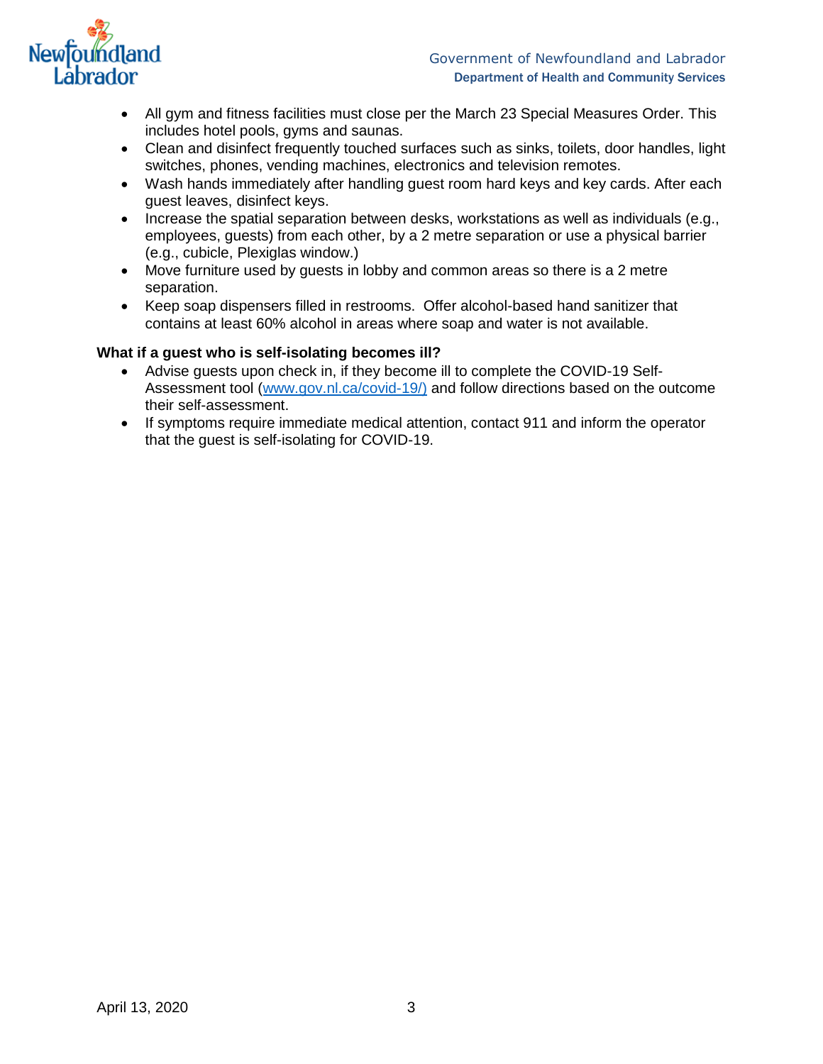- All gym and fitness facilities must close per the March 23 Special Measures Order. This includes hotel pools, gyms and saunas.
- Clean and disinfect frequently touched surfaces such as sinks, toilets, door handles, light switches, phones, vending machines, electronics and television remotes.
- Wash hands immediately after handling guest room hard keys and key cards. After each guest leaves, disinfect keys.
- Increase the spatial separation between desks, workstations as well as individuals (e.g., employees, guests) from each other, by a 2 metre separation or use a physical barrier (e.g., cubicle, Plexiglas window.)
- Move furniture used by guests in lobby and common areas so there is a 2 metre separation.
- Keep soap dispensers filled in restrooms. Offer alcohol-based hand sanitizer that contains at least 60% alcohol in areas where soap and water is not available.

**What if a guest who is self-isolating becomes ill?**

- Advise guests upon check in, if they become ill to complete the COVID-19 Self-Assessment tool (www.gov.nl.ca/covid-19/) and follow directions based on the outcome their self-assessment.
- If symptoms require immediate medical attention, contact 911 and inform the operator that the guest is self-isolating for COVID-19.